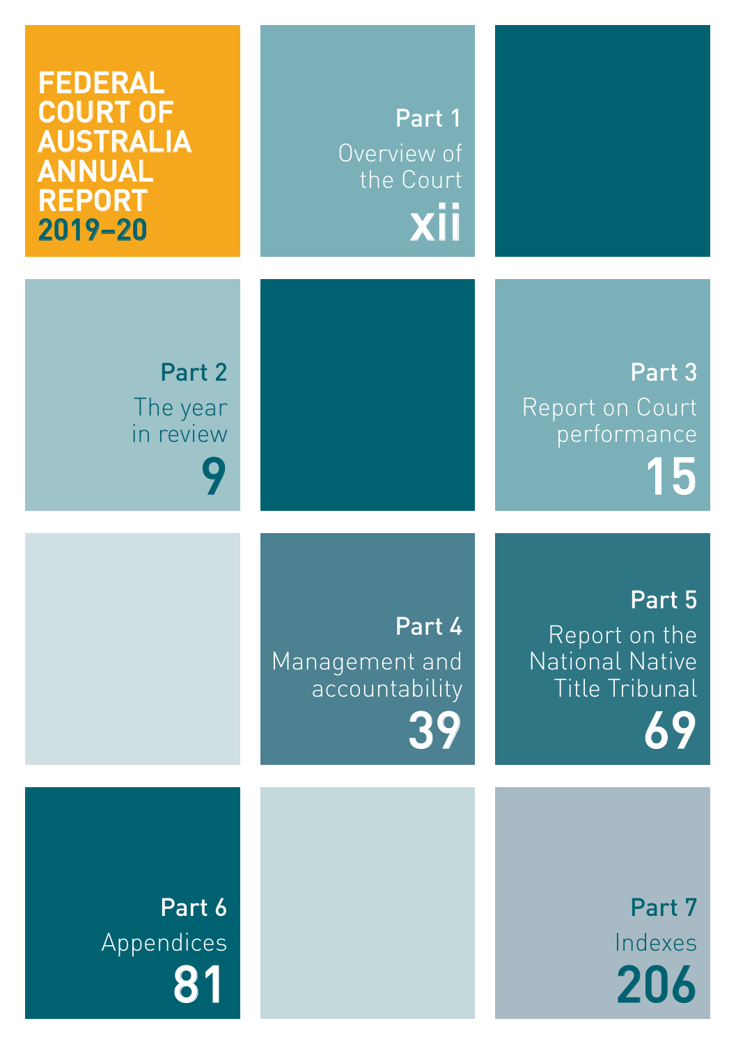# FEDERAL COURT OF AUSTRALIA ANNUAL REPORT 2019–20

**Part 1**
Overview of the Court
**xii**

**Part 2**
The year in review
**9**

**Part 3**
Report on Court performance
**15**

**Part 4**
Management and accountability
**39**

**Part 5**
Report on the National Native Title Tribunal
**69**

**Part 6**
Appendices
**81**

**Part 7**
Indexes
**206**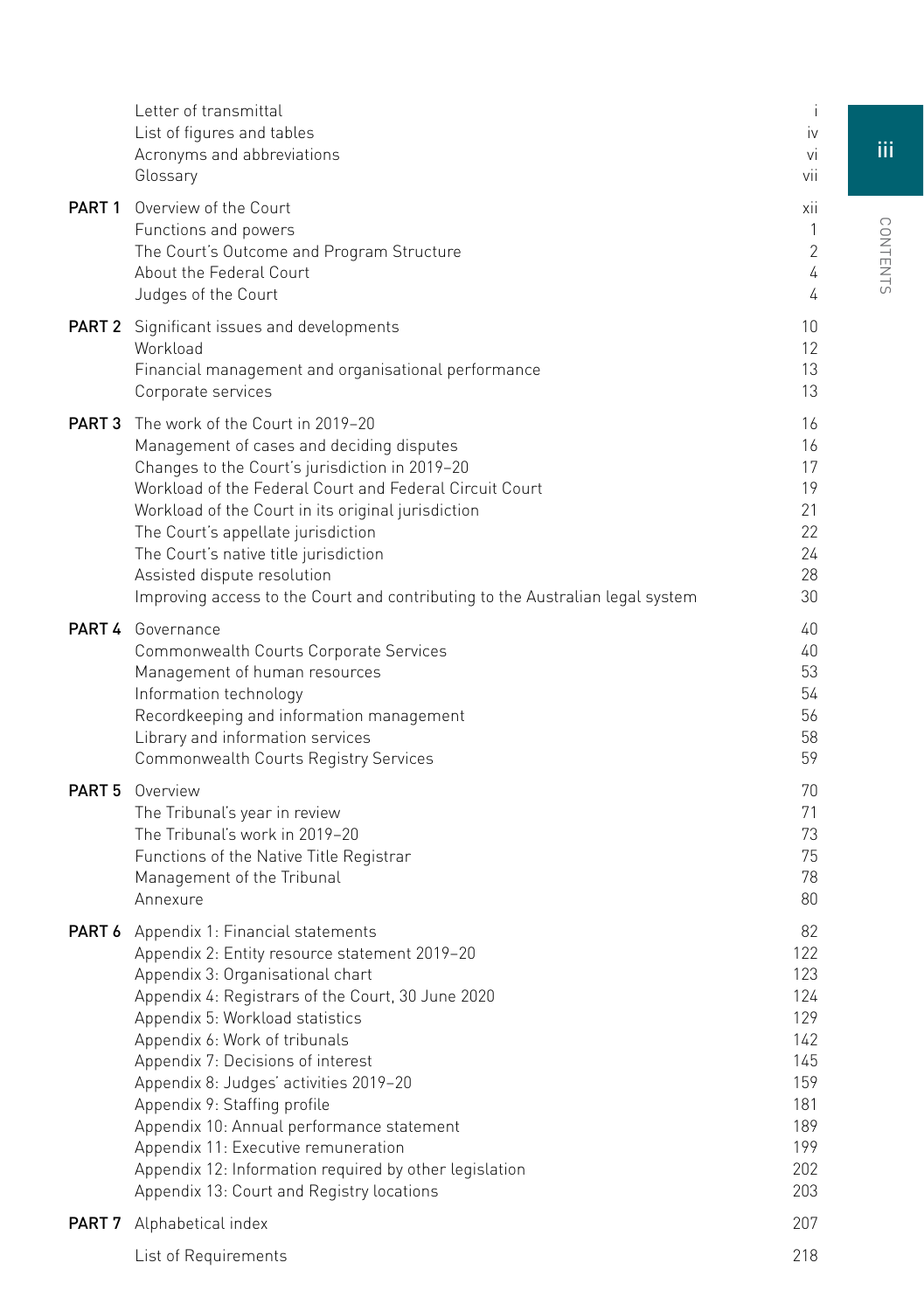| | | |
|---|---|---|
| | Letter of transmittal | i |
| | List of figures and tables | iv |
| | Acronyms and abbreviations | vi |
| | Glossary | vii |
| **PART 1** | Overview of the Court | xii |
| | Functions and powers | 1 |
| | The Court's Outcome and Program Structure | 2 |
| | About the Federal Court | 4 |
| | Judges of the Court | 4 |
| **PART 2** | Significant issues and developments | 10 |
| | Workload | 12 |
| | Financial management and organisational performance | 13 |
| | Corporate services | 13 |
| **PART 3** | The work of the Court in 2019–20 | 16 |
| | Management of cases and deciding disputes | 16 |
| | Changes to the Court's jurisdiction in 2019–20 | 17 |
| | Workload of the Federal Court and Federal Circuit Court | 19 |
| | Workload of the Court in its original jurisdiction | 21 |
| | The Court's appellate jurisdiction | 22 |
| | The Court's native title jurisdiction | 24 |
| | Assisted dispute resolution | 28 |
| | Improving access to the Court and contributing to the Australian legal system | 30 |
| **PART 4** | Governance | 40 |
| | Commonwealth Courts Corporate Services | 40 |
| | Management of human resources | 53 |
| | Information technology | 54 |
| | Recordkeeping and information management | 56 |
| | Library and information services | 58 |
| | Commonwealth Courts Registry Services | 59 |
| **PART 5** | Overview | 70 |
| | The Tribunal's year in review | 71 |
| | The Tribunal's work in 2019–20 | 73 |
| | Functions of the Native Title Registrar | 75 |
| | Management of the Tribunal | 78 |
| | Annexure | 80 |
| **PART 6** | Appendix 1: Financial statements | 82 |
| | Appendix 2: Entity resource statement 2019–20 | 122 |
| | Appendix 3: Organisational chart | 123 |
| | Appendix 4: Registrars of the Court, 30 June 2020 | 124 |
| | Appendix 5: Workload statistics | 129 |
| | Appendix 6: Work of tribunals | 142 |
| | Appendix 7: Decisions of interest | 145 |
| | Appendix 8: Judges' activities 2019–20 | 159 |
| | Appendix 9: Staffing profile | 181 |
| | Appendix 10: Annual performance statement | 189 |
| | Appendix 11: Executive remuneration | 199 |
| | Appendix 12: Information required by other legislation | 202 |
| | Appendix 13: Court and Registry locations | 203 |
| **PART 7** | Alphabetical index | 207 |
| | List of Requirements | 218 |